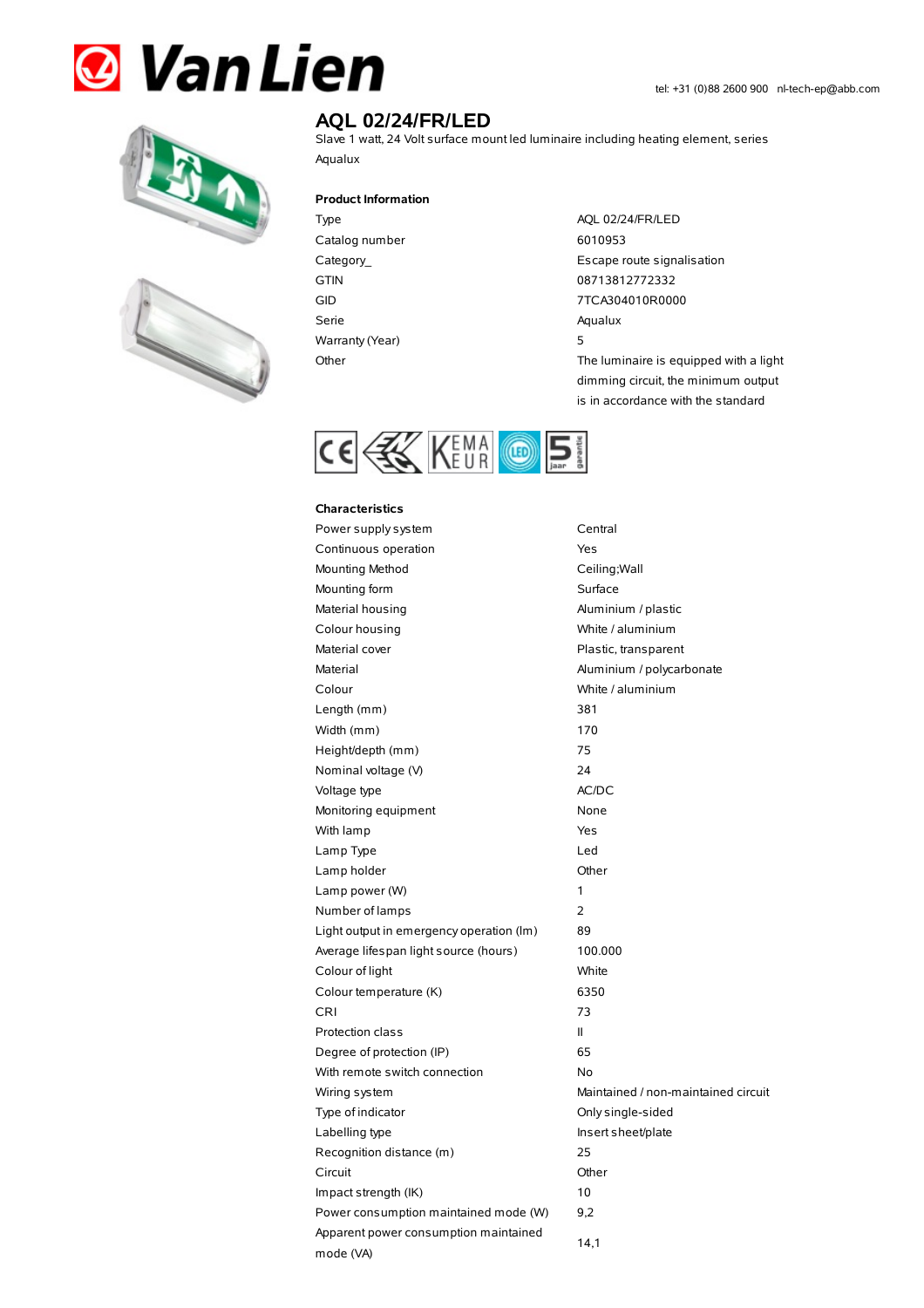# Van Lien

tel: +31 (0)88 2600 900 nl-tech-ep@abb.com

## AQL 02/24/FR/LED

Slave 1 watt, 24 Volt surface mount led luminaire including heating element, series Aqualux

### Product Information

| | |
|---|---|
| Type | AQL 02/24/FR/LED |
| Catalog number | 6010953 |
| Category_ | Escape route signalisation |
| GTIN | 08713812772332 |
| GID | 7TCA304010R0000 |
| Serie | Aqualux |
| Warranty (Year) | 5 |
| Other | The luminaire is equipped with a light dimming circuit, the minimum output is in accordance with the standard |

### Characteristics

| | |
|---|---|
| Power supply system | Central |
| Continuous operation | Yes |
| Mounting Method | Ceiling;Wall |
| Mounting form | Surface |
| Material housing | Aluminium / plastic |
| Colour housing | White / aluminium |
| Material cover | Plastic, transparent |
| Material | Aluminium / polycarbonate |
| Colour | White / aluminium |
| Length (mm) | 381 |
| Width (mm) | 170 |
| Height/depth (mm) | 75 |
| Nominal voltage (V) | 24 |
| Voltage type | AC/DC |
| Monitoring equipment | None |
| With lamp | Yes |
| Lamp Type | Led |
| Lamp holder | Other |
| Lamp power (W) | 1 |
| Number of lamps | 2 |
| Light output in emergency operation (lm) | 89 |
| Average lifespan light source (hours) | 100.000 |
| Colour of light | White |
| Colour temperature (K) | 6350 |
| CRI | 73 |
| Protection class | II |
| Degree of protection (IP) | 65 |
| With remote switch connection | No |
| Wiring system | Maintained / non-maintained circuit |
| Type of indicator | Only single-sided |
| Labelling type | Insert sheet/plate |
| Recognition distance (m) | 25 |
| Circuit | Other |
| Impact strength (IK) | 10 |
| Power consumption maintained mode (W) | 9,2 |
| Apparent power consumption maintained mode (VA) | 14,1 |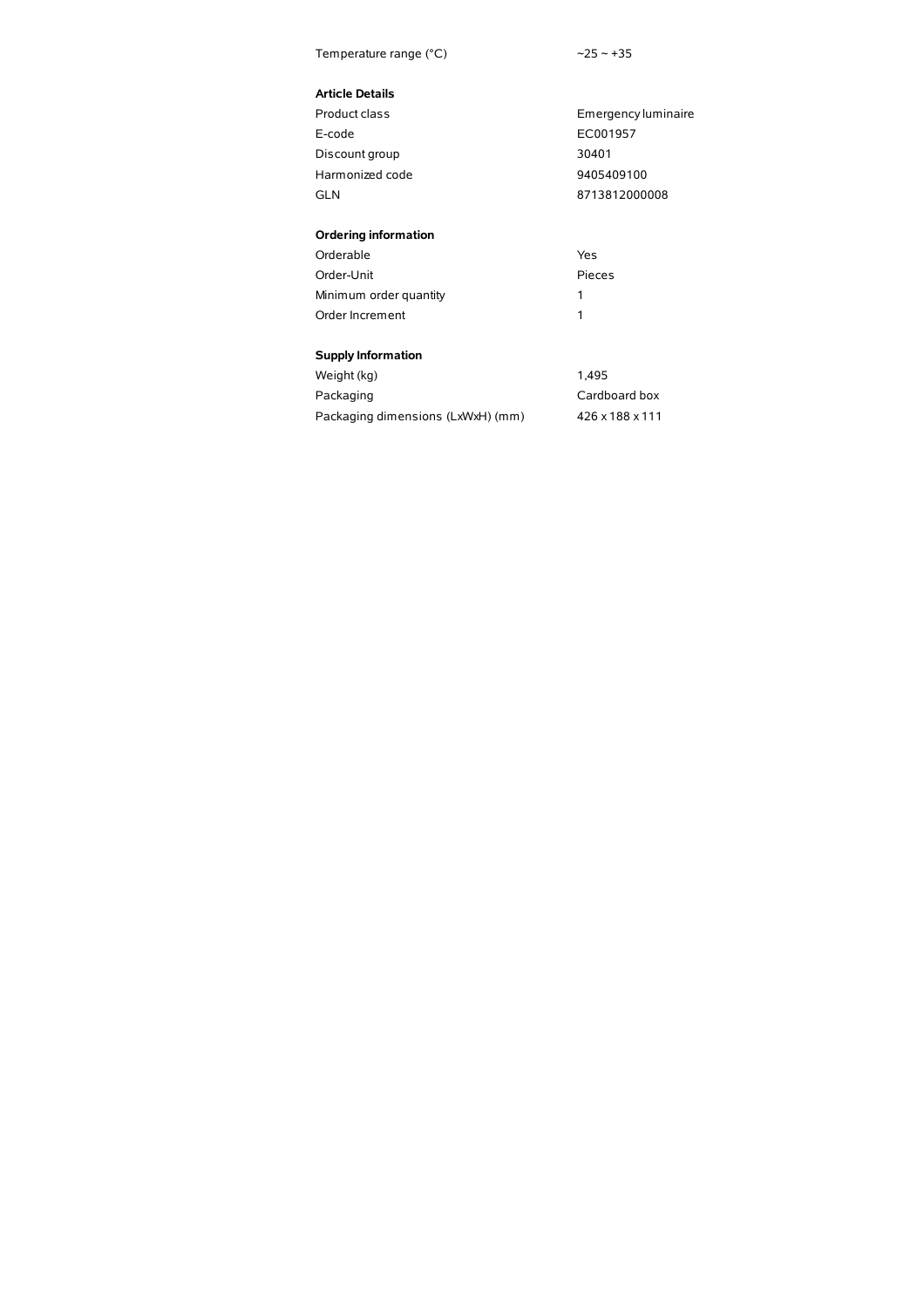| | |
|---|---|
| Temperature range (°C) | ~25 ~ +35 |

**Article Details**

| | |
|---|---|
| Product class | Emergency luminaire |
| E-code | EC001957 |
| Discount group | 30401 |
| Harmonized code | 9405409100 |
| GLN | 8713812000008 |

**Ordering information**

| | |
|---|---|
| Orderable | Yes |
| Order-Unit | Pieces |
| Minimum order quantity | 1 |
| Order Increment | 1 |

**Supply Information**

| | |
|---|---|
| Weight (kg) | 1,495 |
| Packaging | Cardboard box |
| Packaging dimensions (LxWxH) (mm) | 426 x 188 x 111 |